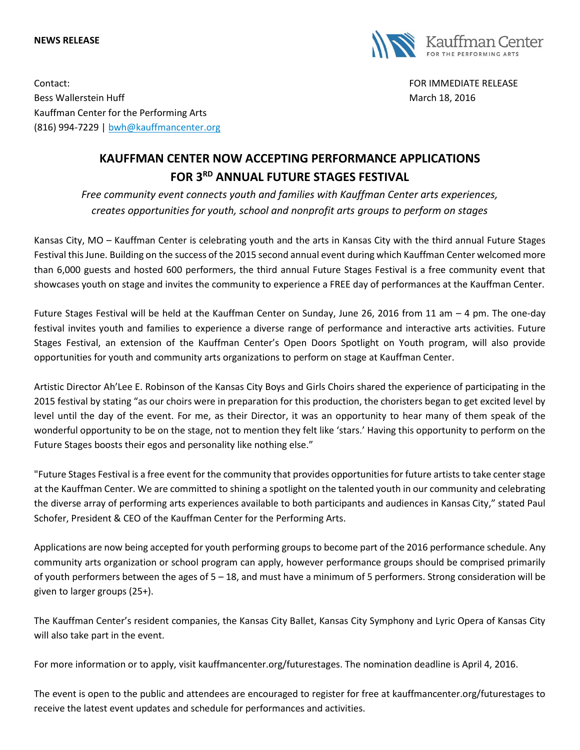**NEWS RELEASE**

Kauffman Center FOR THE PERFORMING ARTS

Contact:
Bess Wallerstein Huff
Kauffman Center for the Performing Arts
(816) 994-7229 | bwh@kauffmancenter.org

FOR IMMEDIATE RELEASE
March 18, 2016

# KAUFFMAN CENTER NOW ACCEPTING PERFORMANCE APPLICATIONS FOR 3RD ANNUAL FUTURE STAGES FESTIVAL

*Free community event connects youth and families with Kauffman Center arts experiences, creates opportunities for youth, school and nonprofit arts groups to perform on stages*

Kansas City, MO – Kauffman Center is celebrating youth and the arts in Kansas City with the third annual Future Stages Festival this June. Building on the success of the 2015 second annual event during which Kauffman Center welcomed more than 6,000 guests and hosted 600 performers, the third annual Future Stages Festival is a free community event that showcases youth on stage and invites the community to experience a FREE day of performances at the Kauffman Center.

Future Stages Festival will be held at the Kauffman Center on Sunday, June 26, 2016 from 11 am – 4 pm. The one-day festival invites youth and families to experience a diverse range of performance and interactive arts activities. Future Stages Festival, an extension of the Kauffman Center's Open Doors Spotlight on Youth program, will also provide opportunities for youth and community arts organizations to perform on stage at Kauffman Center.

Artistic Director Ah'Lee E. Robinson of the Kansas City Boys and Girls Choirs shared the experience of participating in the 2015 festival by stating "as our choirs were in preparation for this production, the choristers began to get excited level by level until the day of the event. For me, as their Director, it was an opportunity to hear many of them speak of the wonderful opportunity to be on the stage, not to mention they felt like 'stars.' Having this opportunity to perform on the Future Stages boosts their egos and personality like nothing else."

"Future Stages Festival is a free event for the community that provides opportunities for future artists to take center stage at the Kauffman Center. We are committed to shining a spotlight on the talented youth in our community and celebrating the diverse array of performing arts experiences available to both participants and audiences in Kansas City," stated Paul Schofer, President & CEO of the Kauffman Center for the Performing Arts.

Applications are now being accepted for youth performing groups to become part of the 2016 performance schedule. Any community arts organization or school program can apply, however performance groups should be comprised primarily of youth performers between the ages of 5 – 18, and must have a minimum of 5 performers. Strong consideration will be given to larger groups (25+).

The Kauffman Center's resident companies, the Kansas City Ballet, Kansas City Symphony and Lyric Opera of Kansas City will also take part in the event.

For more information or to apply, visit kauffmancenter.org/futurestages. The nomination deadline is April 4, 2016.

The event is open to the public and attendees are encouraged to register for free at kauffmancenter.org/futurestages to receive the latest event updates and schedule for performances and activities.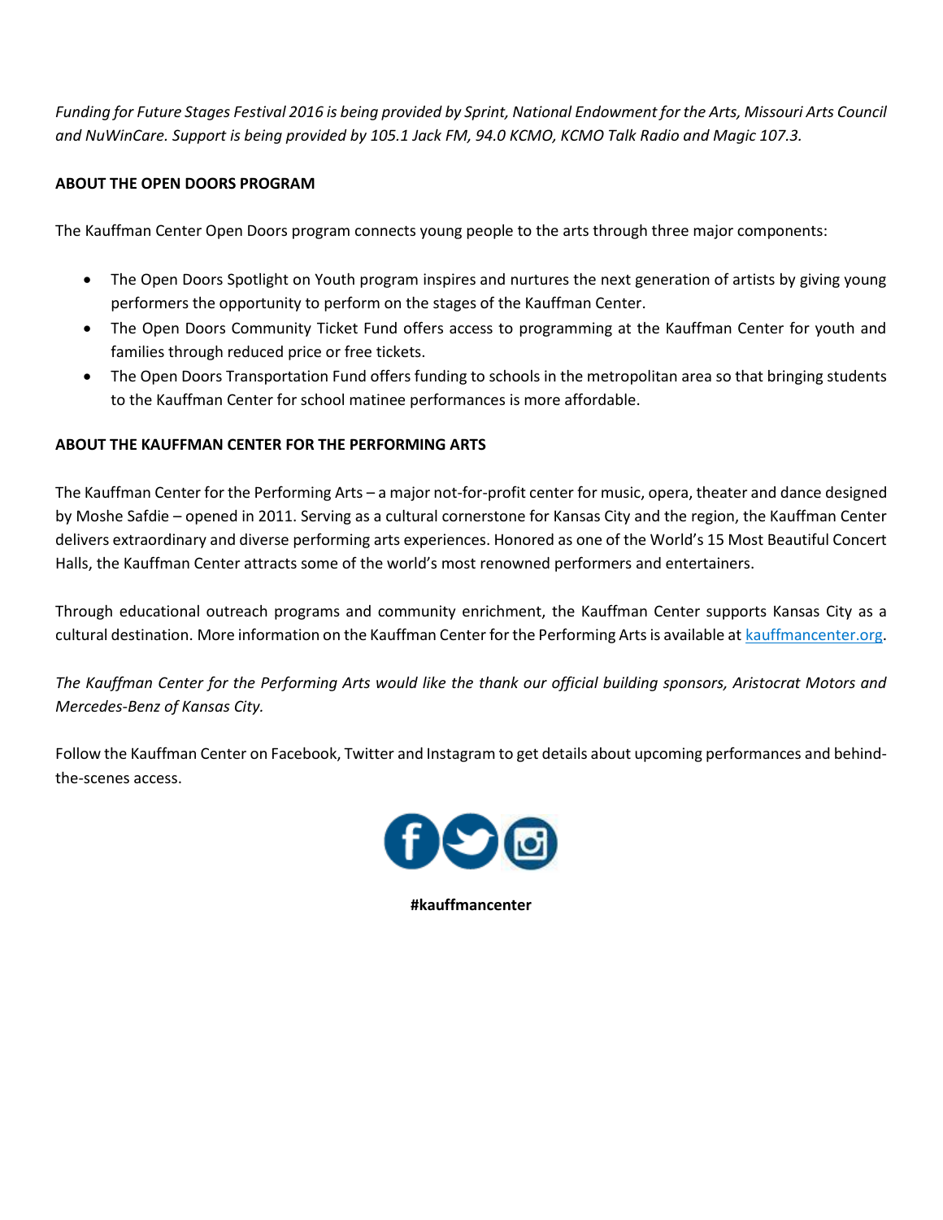*Funding for Future Stages Festival 2016 is being provided by Sprint, National Endowment for the Arts, Missouri Arts Council and NuWinCare. Support is being provided by 105.1 Jack FM, 94.0 KCMO, KCMO Talk Radio and Magic 107.3.*

**ABOUT THE OPEN DOORS PROGRAM**

The Kauffman Center Open Doors program connects young people to the arts through three major components:

- The Open Doors Spotlight on Youth program inspires and nurtures the next generation of artists by giving young performers the opportunity to perform on the stages of the Kauffman Center.
- The Open Doors Community Ticket Fund offers access to programming at the Kauffman Center for youth and families through reduced price or free tickets.
- The Open Doors Transportation Fund offers funding to schools in the metropolitan area so that bringing students to the Kauffman Center for school matinee performances is more affordable.

**ABOUT THE KAUFFMAN CENTER FOR THE PERFORMING ARTS**

The Kauffman Center for the Performing Arts – a major not-for-profit center for music, opera, theater and dance designed by Moshe Safdie – opened in 2011. Serving as a cultural cornerstone for Kansas City and the region, the Kauffman Center delivers extraordinary and diverse performing arts experiences. Honored as one of the World's 15 Most Beautiful Concert Halls, the Kauffman Center attracts some of the world's most renowned performers and entertainers.

Through educational outreach programs and community enrichment, the Kauffman Center supports Kansas City as a cultural destination. More information on the Kauffman Center for the Performing Arts is available at [kauffmancenter.org](kauffmancenter.org).

*The Kauffman Center for the Performing Arts would like the thank our official building sponsors, Aristocrat Motors and Mercedes-Benz of Kansas City.*

Follow the Kauffman Center on Facebook, Twitter and Instagram to get details about upcoming performances and behind-the-scenes access.

**#kauffmancenter**